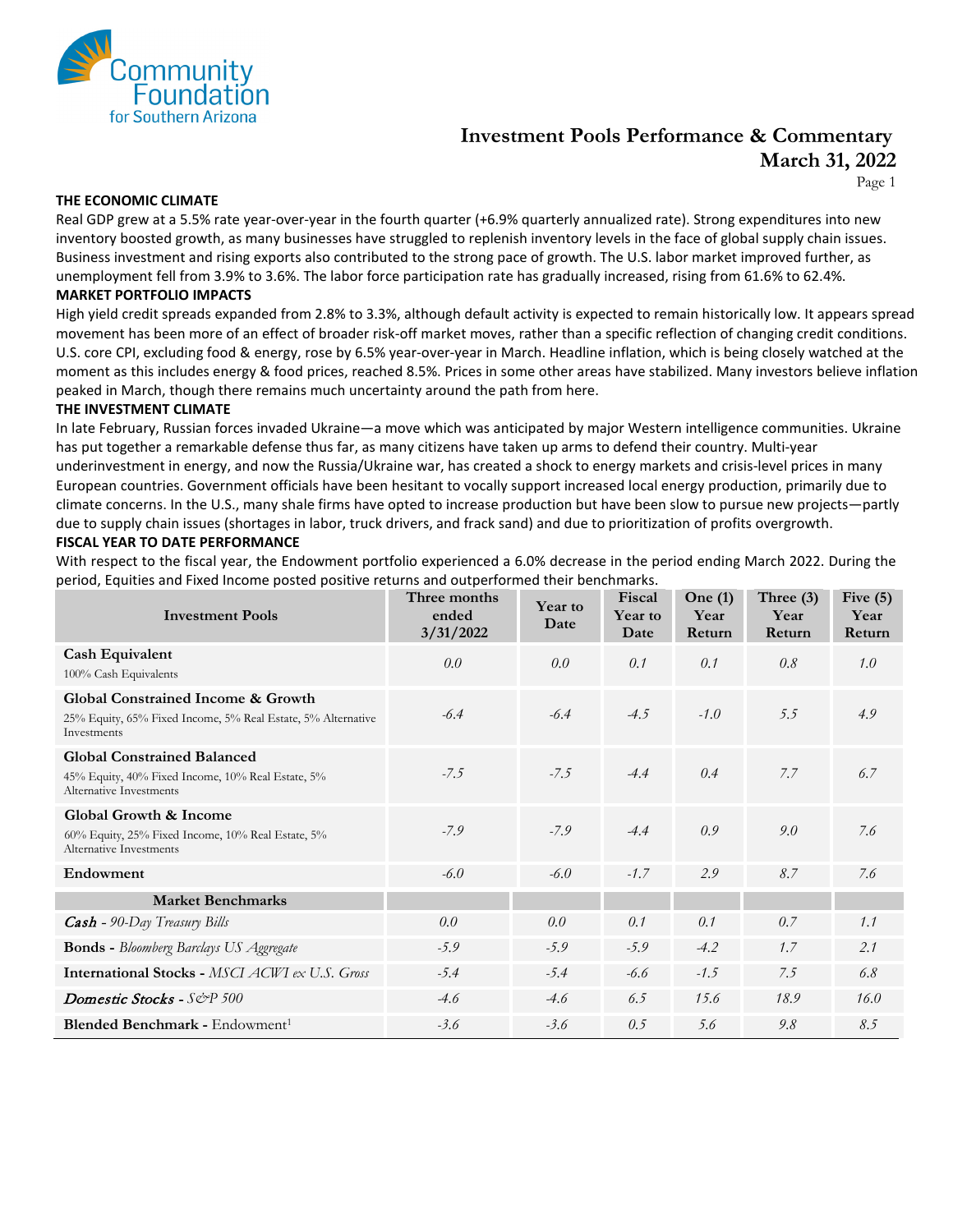Community Foundation for Southern Arizona

# Investment Pools Performance & Commentary
## March 31, 2022

### THE ECONOMIC CLIMATE

Real GDP grew at a 5.5% rate year-over-year in the fourth quarter (+6.9% quarterly annualized rate). Strong expenditures into new inventory boosted growth, as many businesses have struggled to replenish inventory levels in the face of global supply chain issues. Business investment and rising exports also contributed to the strong pace of growth. The U.S. labor market improved further, as unemployment fell from 3.9% to 3.6%. The labor force participation rate has gradually increased, rising from 61.6% to 62.4%.

### MARKET PORTFOLIO IMPACTS

High yield credit spreads expanded from 2.8% to 3.3%, although default activity is expected to remain historically low. It appears spread movement has been more of an effect of broader risk-off market moves, rather than a specific reflection of changing credit conditions. U.S. core CPI, excluding food & energy, rose by 6.5% year-over-year in March. Headline inflation, which is being closely watched at the moment as this includes energy & food prices, reached 8.5%. Prices in some other areas have stabilized. Many investors believe inflation peaked in March, though there remains much uncertainty around the path from here.

### THE INVESTMENT CLIMATE

In late February, Russian forces invaded Ukraine—a move which was anticipated by major Western intelligence communities. Ukraine has put together a remarkable defense thus far, as many citizens have taken up arms to defend their country. Multi-year underinvestment in energy, and now the Russia/Ukraine war, has created a shock to energy markets and crisis-level prices in many European countries. Government officials have been hesitant to vocally support increased local energy production, primarily due to climate concerns. In the U.S., many shale firms have opted to increase production but have been slow to pursue new projects—partly due to supply chain issues (shortages in labor, truck drivers, and frack sand) and due to prioritization of profits overgrowth.

### FISCAL YEAR TO DATE PERFORMANCE

With respect to the fiscal year, the Endowment portfolio experienced a 6.0% decrease in the period ending March 2022. During the period, Equities and Fixed Income posted positive returns and outperformed their benchmarks.

| Investment Pools | Three months ended 3/31/2022 | Year to Date | Fiscal Year to Date | One (1) Year Return | Three (3) Year Return | Five (5) Year Return |
|---|---|---|---|---|---|---|
| **Cash Equivalent**<br>100% Cash Equivalents | *0.0* | *0.0* | *0.1* | *0.1* | *0.8* | *1.0* |
| **Global Constrained Income & Growth**<br>25% Equity, 65% Fixed Income, 5% Real Estate, 5% Alternative Investments | *-6.4* | *-6.4* | *-4.5* | *-1.0* | *5.5* | *4.9* |
| **Global Constrained Balanced**<br>45% Equity, 40% Fixed Income, 10% Real Estate, 5% Alternative Investments | *-7.5* | *-7.5* | *-4.4* | *0.4* | *7.7* | *6.7* |
| **Global Growth & Income**<br>60% Equity, 25% Fixed Income, 10% Real Estate, 5% Alternative Investments | *-7.9* | *-7.9* | *-4.4* | *0.9* | *9.0* | *7.6* |
| **Endowment** | *-6.0* | *-6.0* | *-1.7* | *2.9* | *8.7* | *7.6* |
| **Market Benchmarks** | | | | | | |
| ***Cash*** - *90-Day Treasury Bills* | *0.0* | *0.0* | *0.1* | *0.1* | *0.7* | *1.1* |
| **Bonds** - *Bloomberg Barclays US Aggregate* | *-5.9* | *-5.9* | *-5.9* | *-4.2* | *1.7* | *2.1* |
| **International Stocks** - *MSCI ACWI ex U.S. Gross* | *-5.4* | *-5.4* | *-6.6* | *-1.5* | *7.5* | *6.8* |
| ***Domestic Stocks*** - *S&P 500* | *-4.6* | *-4.6* | *6.5* | *15.6* | *18.9* | *16.0* |
| **Blended Benchmark** - Endowment[1] | *-3.6* | *-3.6* | *0.5* | *5.6* | *9.8* | *8.5* |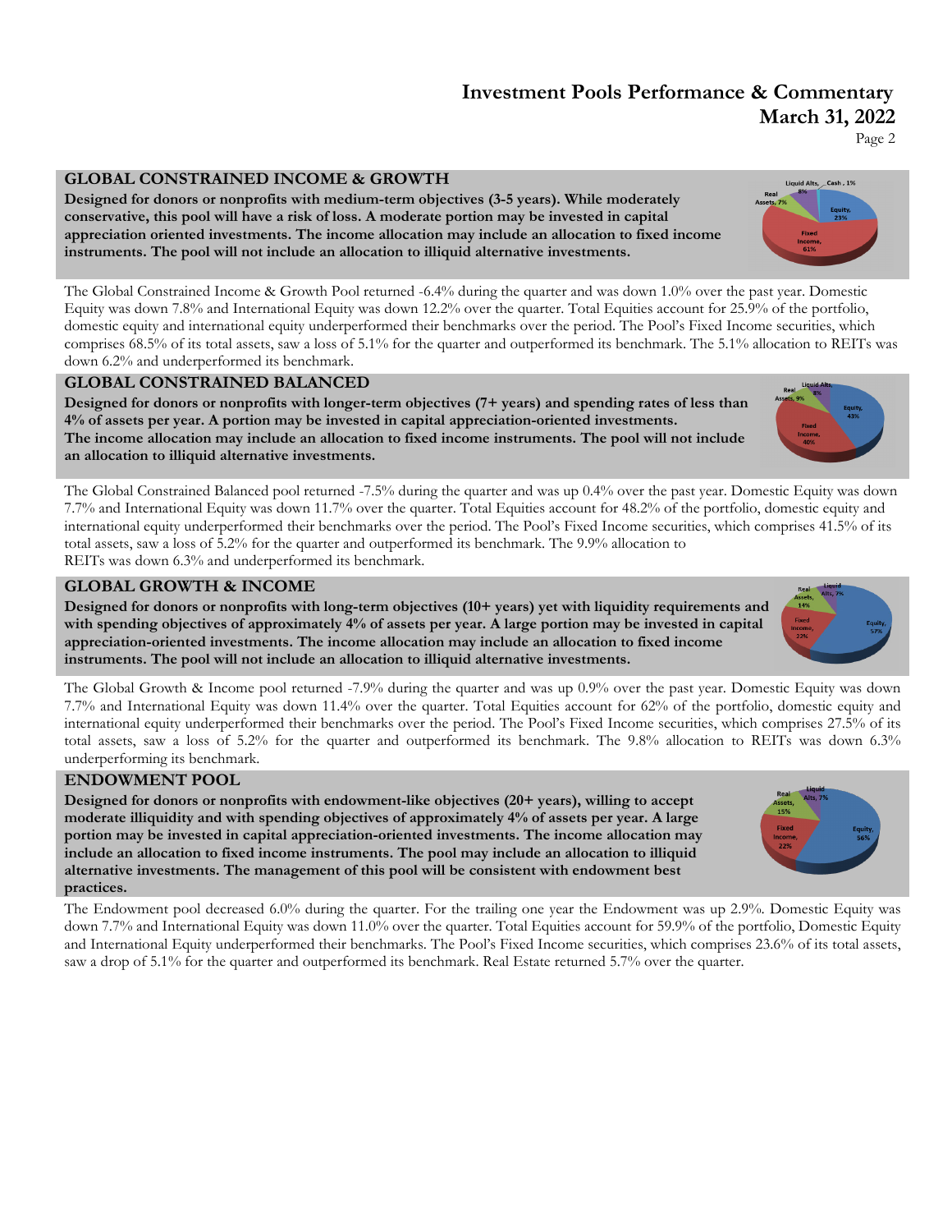# Investment Pools Performance & Commentary
# March 31, 2022

## GLOBAL CONSTRAINED INCOME & GROWTH

**Designed for donors or nonprofits with medium-term objectives (3-5 years). While moderately conservative, this pool will have a risk of loss. A moderate portion may be invested in capital appreciation oriented investments. The income allocation may include an allocation to fixed income instruments. The pool will not include an allocation to illiquid alternative investments.**

The Global Constrained Income & Growth Pool returned -6.4% during the quarter and was down 1.0% over the past year. Domestic Equity was down 7.8% and International Equity was down 12.2% over the quarter. Total Equities account for 25.9% of the portfolio, domestic equity and international equity underperformed their benchmarks over the period. The Pool's Fixed Income securities, which comprises 68.5% of its total assets, saw a loss of 5.1% for the quarter and outperformed its benchmark. The 5.1% allocation to REITs was down 6.2% and underperformed its benchmark.

## GLOBAL CONSTRAINED BALANCED

**Designed for donors or nonprofits with longer-term objectives (7+ years) and spending rates of less than 4% of assets per year. A portion may be invested in capital appreciation-oriented investments. The income allocation may include an allocation to fixed income instruments. The pool will not include an allocation to illiquid alternative investments.**

The Global Constrained Balanced pool returned -7.5% during the quarter and was up 0.4% over the past year. Domestic Equity was down 7.7% and International Equity was down 11.7% over the quarter. Total Equities account for 48.2% of the portfolio, domestic equity and international equity underperformed their benchmarks over the period. The Pool's Fixed Income securities, which comprises 41.5% of its total assets, saw a loss of 5.2% for the quarter and outperformed its benchmark. The 9.9% allocation to REITs was down 6.3% and underperformed its benchmark.

## GLOBAL GROWTH & INCOME

**Designed for donors or nonprofits with long-term objectives (10+ years) yet with liquidity requirements and with spending objectives of approximately 4% of assets per year. A large portion may be invested in capital appreciation-oriented investments. The income allocation may include an allocation to fixed income instruments. The pool will not include an allocation to illiquid alternative investments.**

The Global Growth & Income pool returned -7.9% during the quarter and was up 0.9% over the past year. Domestic Equity was down 7.7% and International Equity was down 11.4% over the quarter. Total Equities account for 62% of the portfolio, domestic equity and international equity underperformed their benchmarks over the period. The Pool's Fixed Income securities, which comprises 27.5% of its total assets, saw a loss of 5.2% for the quarter and outperformed its benchmark. The 9.8% allocation to REITs was down 6.3% underperforming its benchmark.

## ENDOWMENT POOL

**Designed for donors or nonprofits with endowment-like objectives (20+ years), willing to accept moderate illiquidity and with spending objectives of approximately 4% of assets per year. A large portion may be invested in capital appreciation-oriented investments. The income allocation may include an allocation to fixed income instruments. The pool may include an allocation to illiquid alternative investments. The management of this pool will be consistent with endowment best practices.**

The Endowment pool decreased 6.0% during the quarter. For the trailing one year the Endowment was up 2.9%. Domestic Equity was down 7.7% and International Equity was down 11.0% over the quarter. Total Equities account for 59.9% of the portfolio, Domestic Equity and International Equity underperformed their benchmarks. The Pool's Fixed Income securities, which comprises 23.6% of its total assets, saw a drop of 5.1% for the quarter and outperformed its benchmark. Real Estate returned 5.7% over the quarter.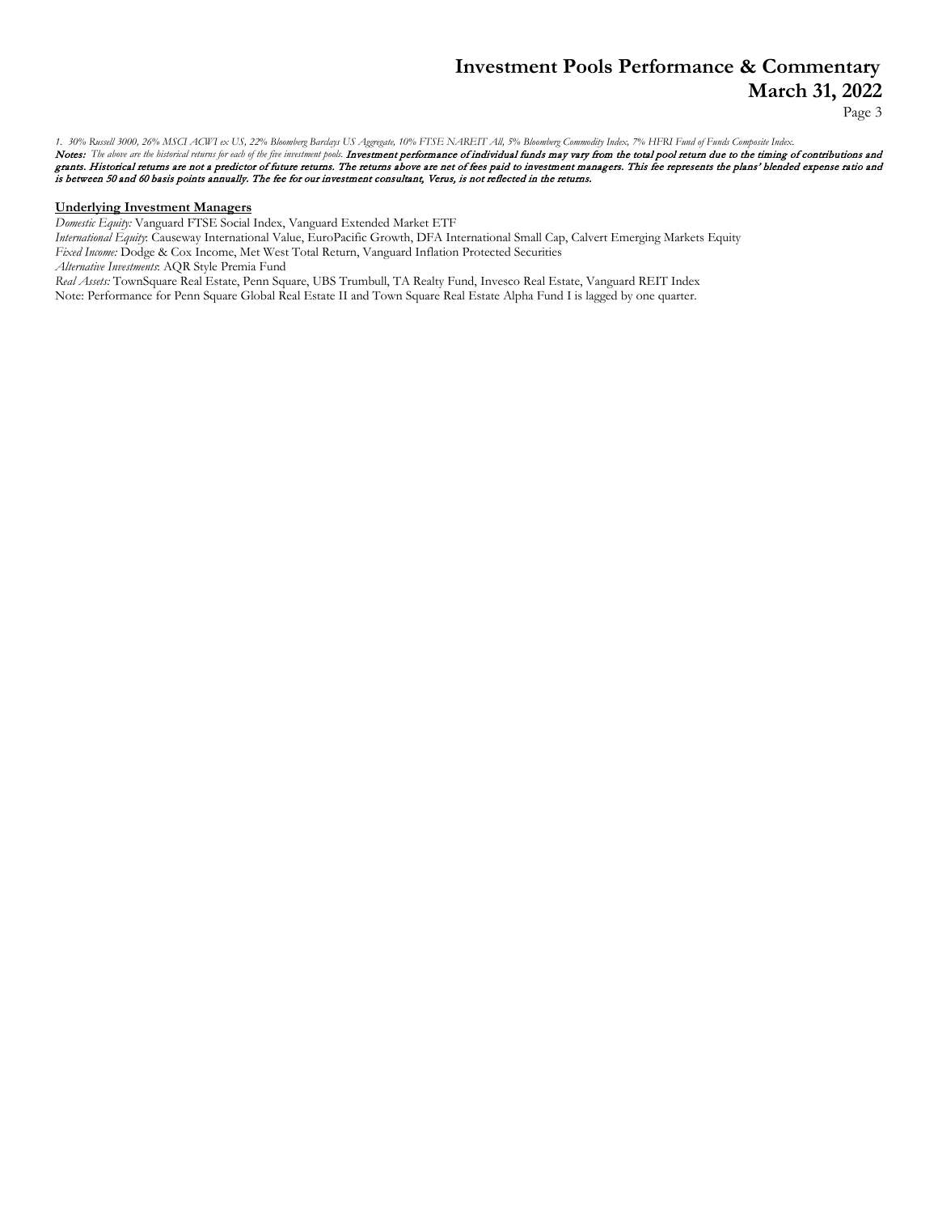# Investment Pools Performance & Commentary
## March 31, 2022

*1. 30% Russell 3000, 26% MSCI ACWI ex US, 22% Bloomberg Barclays US Aggregate, 10% FTSE NAREIT All, 5% Bloomberg Commodity Index, 7% HFRI Fund of Funds Composite Index.*

***Notes:*** *The above are the historical returns for each of the five investment pools.* ***Investment performance of individual funds may vary from the total pool return due to the timing of contributions and grants. Historical returns are not a predictor of future returns. The returns above are net of fees paid to investment managers. This fee represents the plans' blended expense ratio and is between 50 and 60 basis points annually. The fee for our investment consultant, Verus, is not reflected in the returns.***

**Underlying Investment Managers**

*Domestic Equity:* Vanguard FTSE Social Index, Vanguard Extended Market ETF
*International Equity*: Causeway International Value, EuroPacific Growth, DFA International Small Cap, Calvert Emerging Markets Equity
*Fixed Income:* Dodge & Cox Income, Met West Total Return, Vanguard Inflation Protected Securities
*Alternative Investments*: AQR Style Premia Fund
*Real Assets:* TownSquare Real Estate, Penn Square, UBS Trumbull, TA Realty Fund, Invesco Real Estate, Vanguard REIT Index
Note: Performance for Penn Square Global Real Estate II and Town Square Real Estate Alpha Fund I is lagged by one quarter.